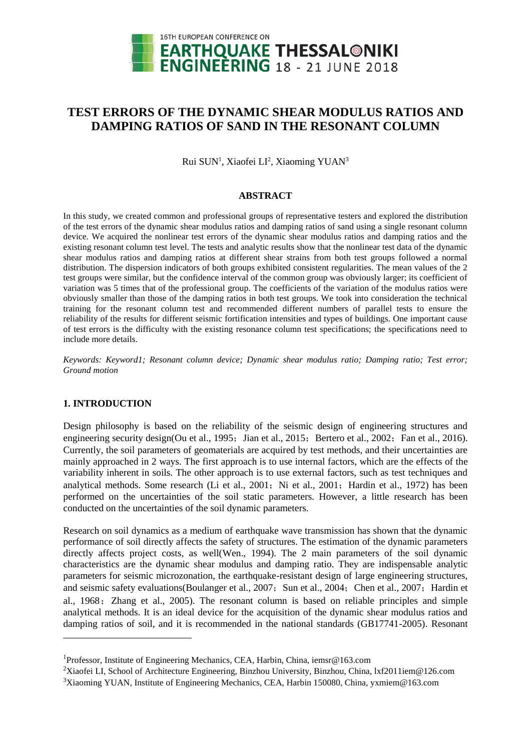# TEST ERRORS OF THE DYNAMIC SHEAR MODULUS RATIOS AND DAMPING RATIOS OF SAND IN THE RESONANT COLUMN

Rui SUN[1], Xiaofei LI[2], Xiaoming YUAN[3]

## ABSTRACT

In this study, we created common and professional groups of representative testers and explored the distribution of the test errors of the dynamic shear modulus ratios and damping ratios of sand using a single resonant column device. We acquired the nonlinear test errors of the dynamic shear modulus ratios and damping ratios and the existing resonant column test level. The tests and analytic results show that the nonlinear test data of the dynamic shear modulus ratios and damping ratios at different shear strains from both test groups followed a normal distribution. The dispersion indicators of both groups exhibited consistent regularities. The mean values of the 2 test groups were similar, but the confidence interval of the common group was obviously larger; its coefficient of variation was 5 times that of the professional group. The coefficients of the variation of the modulus ratios were obviously smaller than those of the damping ratios in both test groups. We took into consideration the technical training for the resonant column test and recommended different numbers of parallel tests to ensure the reliability of the results for different seismic fortification intensities and types of buildings. One important cause of test errors is the difficulty with the existing resonance column test specifications; the specifications need to include more details.

*Keywords: Keyword1; Resonant column device; Dynamic shear modulus ratio; Damping ratio; Test error; Ground motion*

## 1. INTRODUCTION

Design philosophy is based on the reliability of the seismic design of engineering structures and engineering security design(Ou et al., 1995；Jian et al., 2015；Bertero et al., 2002；Fan et al., 2016). Currently, the soil parameters of geomaterials are acquired by test methods, and their uncertainties are mainly approached in 2 ways. The first approach is to use internal factors, which are the effects of the variability inherent in soils. The other approach is to use external factors, such as test techniques and analytical methods. Some research (Li et al., 2001；Ni et al., 2001；Hardin et al., 1972) has been performed on the uncertainties of the soil static parameters. However, a little research has been conducted on the uncertainties of the soil dynamic parameters.

Research on soil dynamics as a medium of earthquake wave transmission has shown that the dynamic performance of soil directly affects the safety of structures. The estimation of the dynamic parameters directly affects project costs, as well(Wen., 1994). The 2 main parameters of the soil dynamic characteristics are the dynamic shear modulus and damping ratio. They are indispensable analytic parameters for seismic microzonation, the earthquake-resistant design of large engineering structures, and seismic safety evaluations(Boulanger et al., 2007；Sun et al., 2004；Chen et al., 2007；Hardin et al., 1968；Zhang et al., 2005). The resonant column is based on reliable principles and simple analytical methods. It is an ideal device for the acquisition of the dynamic shear modulus ratios and damping ratios of soil, and it is recommended in the national standards (GB17741-2005). Resonant

---

[1]Professor, Institute of Engineering Mechanics, CEA, Harbin, China, iemsr@163.com

[2]Xiaofei LI, School of Architecture Engineering, Binzhou University, Binzhou, China, lxf2011iem@126.com

[3]Xiaoming YUAN, Institute of Engineering Mechanics, CEA, Harbin 150080, China, yxmiem@163.com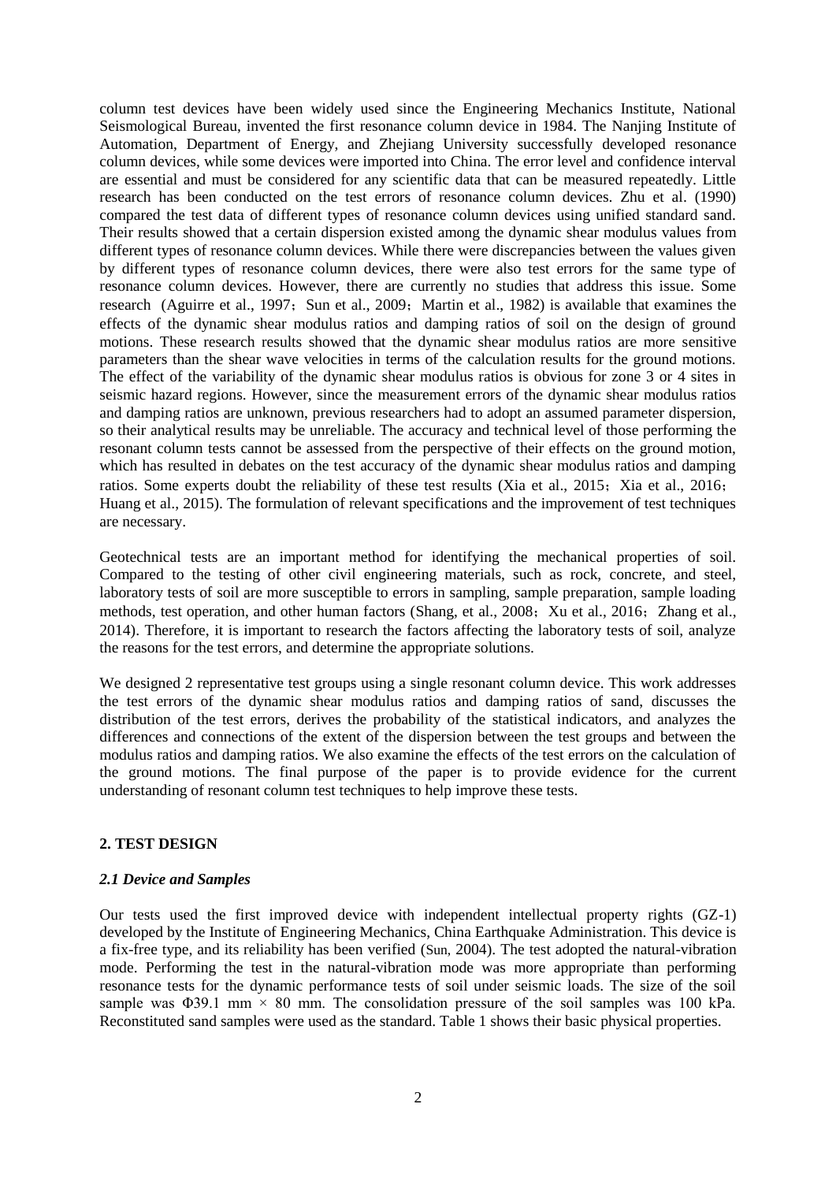column test devices have been widely used since the Engineering Mechanics Institute, National Seismological Bureau, invented the first resonance column device in 1984. The Nanjing Institute of Automation, Department of Energy, and Zhejiang University successfully developed resonance column devices, while some devices were imported into China. The error level and confidence interval are essential and must be considered for any scientific data that can be measured repeatedly. Little research has been conducted on the test errors of resonance column devices. Zhu et al. (1990) compared the test data of different types of resonance column devices using unified standard sand. Their results showed that a certain dispersion existed among the dynamic shear modulus values from different types of resonance column devices. While there were discrepancies between the values given by different types of resonance column devices, there were also test errors for the same type of resonance column devices. However, there are currently no studies that address this issue. Some research (Aguirre et al., 1997；Sun et al., 2009；Martin et al., 1982) is available that examines the effects of the dynamic shear modulus ratios and damping ratios of soil on the design of ground motions. These research results showed that the dynamic shear modulus ratios are more sensitive parameters than the shear wave velocities in terms of the calculation results for the ground motions. The effect of the variability of the dynamic shear modulus ratios is obvious for zone 3 or 4 sites in seismic hazard regions. However, since the measurement errors of the dynamic shear modulus ratios and damping ratios are unknown, previous researchers had to adopt an assumed parameter dispersion, so their analytical results may be unreliable. The accuracy and technical level of those performing the resonant column tests cannot be assessed from the perspective of their effects on the ground motion, which has resulted in debates on the test accuracy of the dynamic shear modulus ratios and damping ratios. Some experts doubt the reliability of these test results (Xia et al., 2015；Xia et al., 2016；Huang et al., 2015). The formulation of relevant specifications and the improvement of test techniques are necessary.

Geotechnical tests are an important method for identifying the mechanical properties of soil. Compared to the testing of other civil engineering materials, such as rock, concrete, and steel, laboratory tests of soil are more susceptible to errors in sampling, sample preparation, sample loading methods, test operation, and other human factors (Shang, et al., 2008；Xu et al., 2016；Zhang et al., 2014). Therefore, it is important to research the factors affecting the laboratory tests of soil, analyze the reasons for the test errors, and determine the appropriate solutions.

We designed 2 representative test groups using a single resonant column device. This work addresses the test errors of the dynamic shear modulus ratios and damping ratios of sand, discusses the distribution of the test errors, derives the probability of the statistical indicators, and analyzes the differences and connections of the extent of the dispersion between the test groups and between the modulus ratios and damping ratios. We also examine the effects of the test errors on the calculation of the ground motions. The final purpose of the paper is to provide evidence for the current understanding of resonant column test techniques to help improve these tests.

## 2. TEST DESIGN

### *2.1 Device and Samples*

Our tests used the first improved device with independent intellectual property rights (GZ-1) developed by the Institute of Engineering Mechanics, China Earthquake Administration. This device is a fix-free type, and its reliability has been verified (Sun, 2004). The test adopted the natural-vibration mode. Performing the test in the natural-vibration mode was more appropriate than performing resonance tests for the dynamic performance tests of soil under seismic loads. The size of the soil sample was Φ39.1 mm × 80 mm. The consolidation pressure of the soil samples was 100 kPa. Reconstituted sand samples were used as the standard. Table 1 shows their basic physical properties.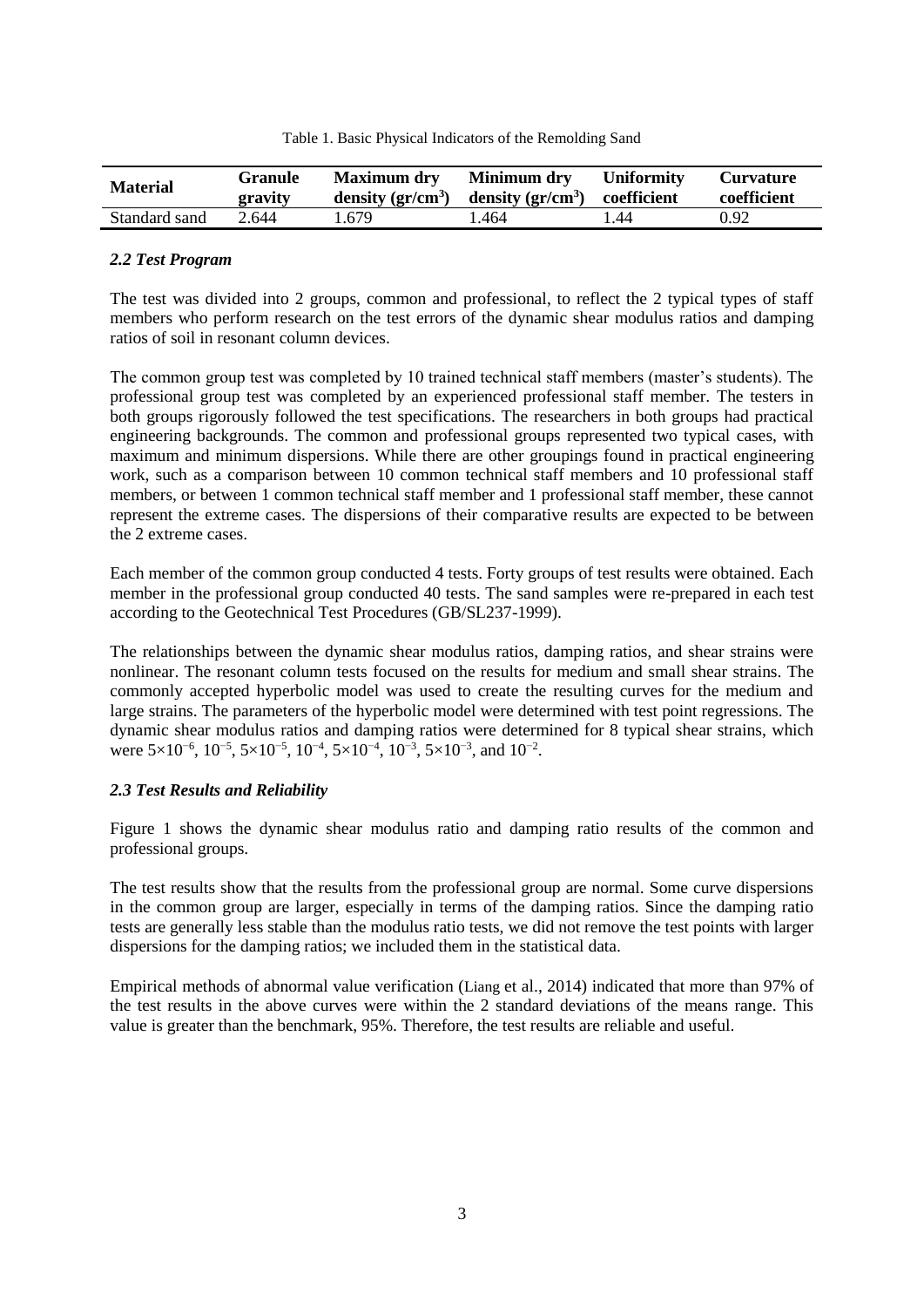Table 1. Basic Physical Indicators of the Remolding Sand

| Material | Granule gravity | Maximum dry density ($gr/cm^3$) | Minimum dry density ($gr/cm^3$) | Uniformity coefficient | Curvature coefficient |
|---|---|---|---|---|---|
| Standard sand | 2.644 | 1.679 | 1.464 | 1.44 | 0.92 |

### *2.2 Test Program*

The test was divided into 2 groups, common and professional, to reflect the 2 typical types of staff members who perform research on the test errors of the dynamic shear modulus ratios and damping ratios of soil in resonant column devices.

The common group test was completed by 10 trained technical staff members (master's students). The professional group test was completed by an experienced professional staff member. The testers in both groups rigorously followed the test specifications. The researchers in both groups had practical engineering backgrounds. The common and professional groups represented two typical cases, with maximum and minimum dispersions. While there are other groupings found in practical engineering work, such as a comparison between 10 common technical staff members and 10 professional staff members, or between 1 common technical staff member and 1 professional staff member, these cannot represent the extreme cases. The dispersions of their comparative results are expected to be between the 2 extreme cases.

Each member of the common group conducted 4 tests. Forty groups of test results were obtained. Each member in the professional group conducted 40 tests. The sand samples were re-prepared in each test according to the Geotechnical Test Procedures (GB/SL237-1999).

The relationships between the dynamic shear modulus ratios, damping ratios, and shear strains were nonlinear. The resonant column tests focused on the results for medium and small shear strains. The commonly accepted hyperbolic model was used to create the resulting curves for the medium and large strains. The parameters of the hyperbolic model were determined with test point regressions. The dynamic shear modulus ratios and damping ratios were determined for 8 typical shear strains, which were $5\times10^{-6}$, $10^{-5}$, $5\times10^{-5}$, $10^{-4}$, $5\times10^{-4}$, $10^{-3}$, $5\times10^{-3}$, and $10^{-2}$.

### *2.3 Test Results and Reliability*

Figure 1 shows the dynamic shear modulus ratio and damping ratio results of the common and professional groups.

The test results show that the results from the professional group are normal. Some curve dispersions in the common group are larger, especially in terms of the damping ratios. Since the damping ratio tests are generally less stable than the modulus ratio tests, we did not remove the test points with larger dispersions for the damping ratios; we included them in the statistical data.

Empirical methods of abnormal value verification (Liang et al., 2014) indicated that more than 97% of the test results in the above curves were within the 2 standard deviations of the means range. This value is greater than the benchmark, 95%. Therefore, the test results are reliable and useful.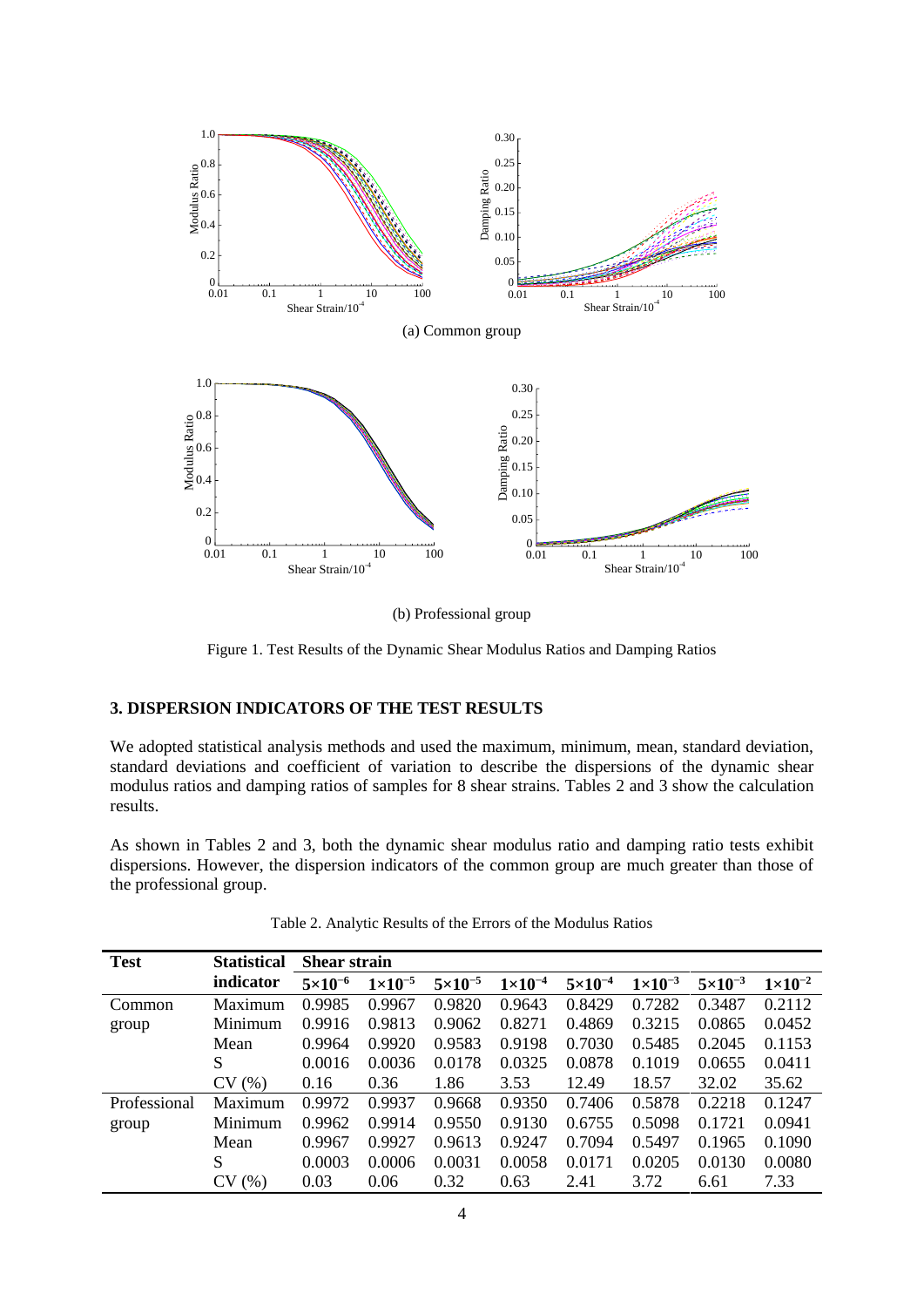(a) Common group

(b) Professional group

Figure 1. Test Results of the Dynamic Shear Modulus Ratios and Damping Ratios

### 3. DISPERSION INDICATORS OF THE TEST RESULTS

We adopted statistical analysis methods and used the maximum, minimum, mean, standard deviation, standard deviations and coefficient of variation to describe the dispersions of the dynamic shear modulus ratios and damping ratios of samples for 8 shear strains. Tables 2 and 3 show the calculation results.

As shown in Tables 2 and 3, both the dynamic shear modulus ratio and damping ratio tests exhibit dispersions. However, the dispersion indicators of the common group are much greater than those of the professional group.

Table 2. Analytic Results of the Errors of the Modulus Ratios

| **Test** | **Statistical indicator** | **Shear strain** | | | | | | | |
|---|---|---|---|---|---|---|---|---|---|
| | | $5\times10^{-6}$ | $1\times10^{-5}$ | $5\times10^{-5}$ | $1\times10^{-4}$ | $5\times10^{-4}$ | $1\times10^{-3}$ | $5\times10^{-3}$ | $1\times10^{-2}$ |
| Common group | Maximum | 0.9985 | 0.9967 | 0.9820 | 0.9643 | 0.8429 | 0.7282 | 0.3487 | 0.2112 |
| | Minimum | 0.9916 | 0.9813 | 0.9062 | 0.8271 | 0.4869 | 0.3215 | 0.0865 | 0.0452 |
| | Mean | 0.9964 | 0.9920 | 0.9583 | 0.9198 | 0.7030 | 0.5485 | 0.2045 | 0.1153 |
| | S | 0.0016 | 0.0036 | 0.0178 | 0.0325 | 0.0878 | 0.1019 | 0.0655 | 0.0411 |
| | CV (%) | 0.16 | 0.36 | 1.86 | 3.53 | 12.49 | 18.57 | 32.02 | 35.62 |
| Professional group | Maximum | 0.9972 | 0.9937 | 0.9668 | 0.9350 | 0.7406 | 0.5878 | 0.2218 | 0.1247 |
| | Minimum | 0.9962 | 0.9914 | 0.9550 | 0.9130 | 0.6755 | 0.5098 | 0.1721 | 0.0941 |
| | Mean | 0.9967 | 0.9927 | 0.9613 | 0.9247 | 0.7094 | 0.5497 | 0.1965 | 0.1090 |
| | S | 0.0003 | 0.0006 | 0.0031 | 0.0058 | 0.0171 | 0.0205 | 0.0130 | 0.0080 |
| | CV (%) | 0.03 | 0.06 | 0.32 | 0.63 | 2.41 | 3.72 | 6.61 | 7.33 |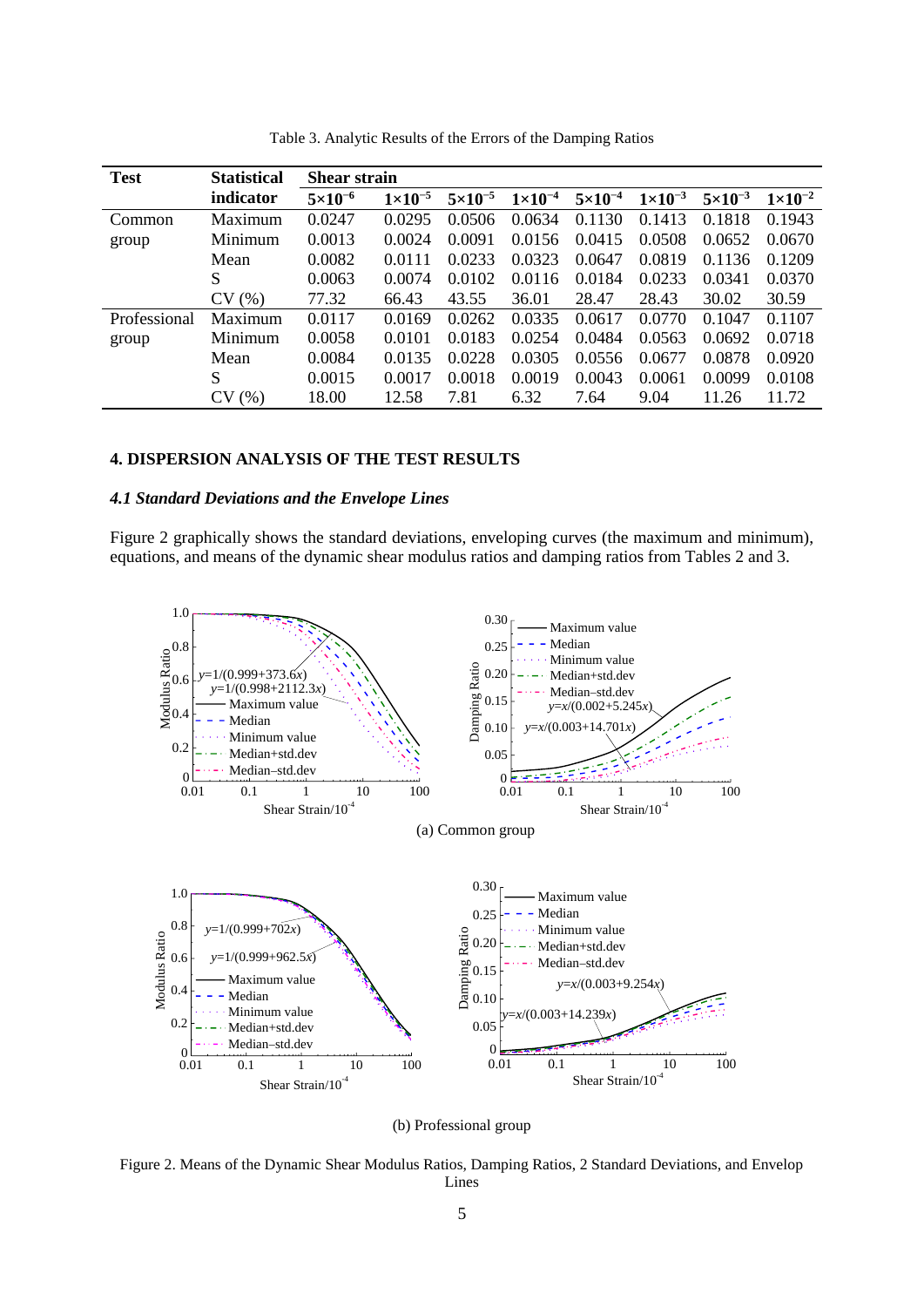Table 3. Analytic Results of the Errors of the Damping Ratios

| Test | Statistical indicator | Shear strain | | | | | | | |
|---|---|---|---|---|---|---|---|---|---|
| | | $5\times10^{-6}$ | $1\times10^{-5}$ | $5\times10^{-5}$ | $1\times10^{-4}$ | $5\times10^{-4}$ | $1\times10^{-3}$ | $5\times10^{-3}$ | $1\times10^{-2}$ |
| Common group | Maximum | 0.0247 | 0.0295 | 0.0506 | 0.0634 | 0.1130 | 0.1413 | 0.1818 | 0.1943 |
| | Minimum | 0.0013 | 0.0024 | 0.0091 | 0.0156 | 0.0415 | 0.0508 | 0.0652 | 0.0670 |
| | Mean | 0.0082 | 0.0111 | 0.0233 | 0.0323 | 0.0647 | 0.0819 | 0.1136 | 0.1209 |
| | S | 0.0063 | 0.0074 | 0.0102 | 0.0116 | 0.0184 | 0.0233 | 0.0341 | 0.0370 |
| | CV (%) | 77.32 | 66.43 | 43.55 | 36.01 | 28.47 | 28.43 | 30.02 | 30.59 |
| Professional group | Maximum | 0.0117 | 0.0169 | 0.0262 | 0.0335 | 0.0617 | 0.0770 | 0.1047 | 0.1107 |
| | Minimum | 0.0058 | 0.0101 | 0.0183 | 0.0254 | 0.0484 | 0.0563 | 0.0692 | 0.0718 |
| | Mean | 0.0084 | 0.0135 | 0.0228 | 0.0305 | 0.0556 | 0.0677 | 0.0878 | 0.0920 |
| | S | 0.0015 | 0.0017 | 0.0018 | 0.0019 | 0.0043 | 0.0061 | 0.0099 | 0.0108 |
| | CV (%) | 18.00 | 12.58 | 7.81 | 6.32 | 7.64 | 9.04 | 11.26 | 11.72 |

## 4. DISPERSION ANALYSIS OF THE TEST RESULTS

### *4.1 Standard Deviations and the Envelope Lines*

Figure 2 graphically shows the standard deviations, enveloping curves (the maximum and minimum), equations, and means of the dynamic shear modulus ratios and damping ratios from Tables 2 and 3.

(a) Common group

(b) Professional group

Figure 2. Means of the Dynamic Shear Modulus Ratios, Damping Ratios, 2 Standard Deviations, and Envelop Lines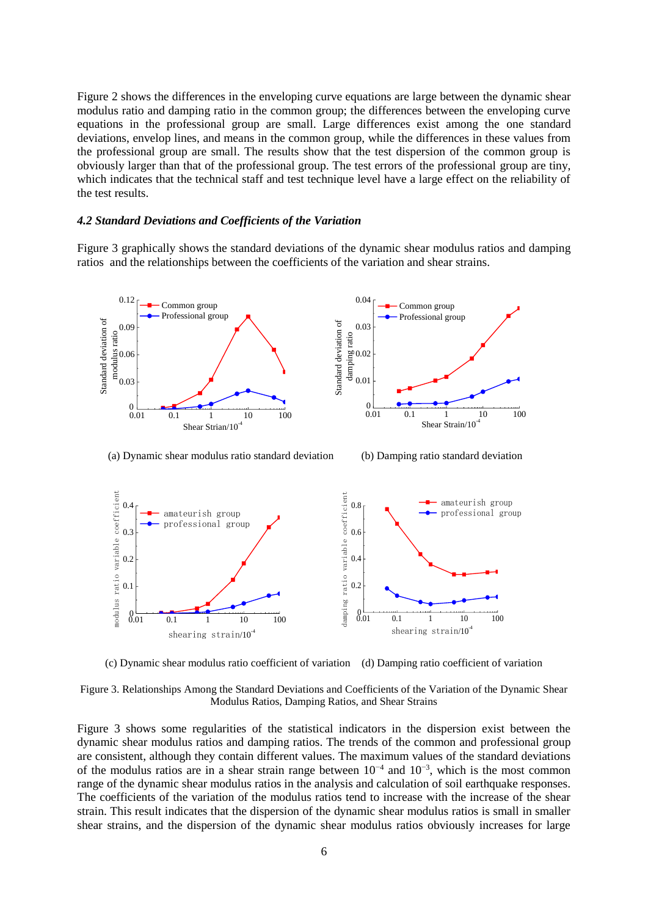Figure 2 shows the differences in the enveloping curve equations are large between the dynamic shear modulus ratio and damping ratio in the common group; the differences between the enveloping curve equations in the professional group are small. Large differences exist among the one standard deviations, envelop lines, and means in the common group, while the differences in these values from the professional group are small. The results show that the test dispersion of the common group is obviously larger than that of the professional group. The test errors of the professional group are tiny, which indicates that the technical staff and test technique level have a large effect on the reliability of the test results.

### *4.2 Standard Deviations and Coefficients of the Variation*

Figure 3 graphically shows the standard deviations of the dynamic shear modulus ratios and damping ratios and the relationships between the coefficients of the variation and shear strains.

(a) Dynamic shear modulus ratio standard deviation

(b) Damping ratio standard deviation

(c) Dynamic shear modulus ratio coefficient of variation

(d) Damping ratio coefficient of variation

Figure 3. Relationships Among the Standard Deviations and Coefficients of the Variation of the Dynamic Shear Modulus Ratios, Damping Ratios, and Shear Strains

Figure 3 shows some regularities of the statistical indicators in the dispersion exist between the dynamic shear modulus ratios and damping ratios. The trends of the common and professional group are consistent, although they contain different values. The maximum values of the standard deviations of the modulus ratios are in a shear strain range between $10^{-4}$ and $10^{-3}$, which is the most common range of the dynamic shear modulus ratios in the analysis and calculation of soil earthquake responses. The coefficients of the variation of the modulus ratios tend to increase with the increase of the shear strain. This result indicates that the dispersion of the dynamic shear modulus ratios is small in smaller shear strains, and the dispersion of the dynamic shear modulus ratios obviously increases for large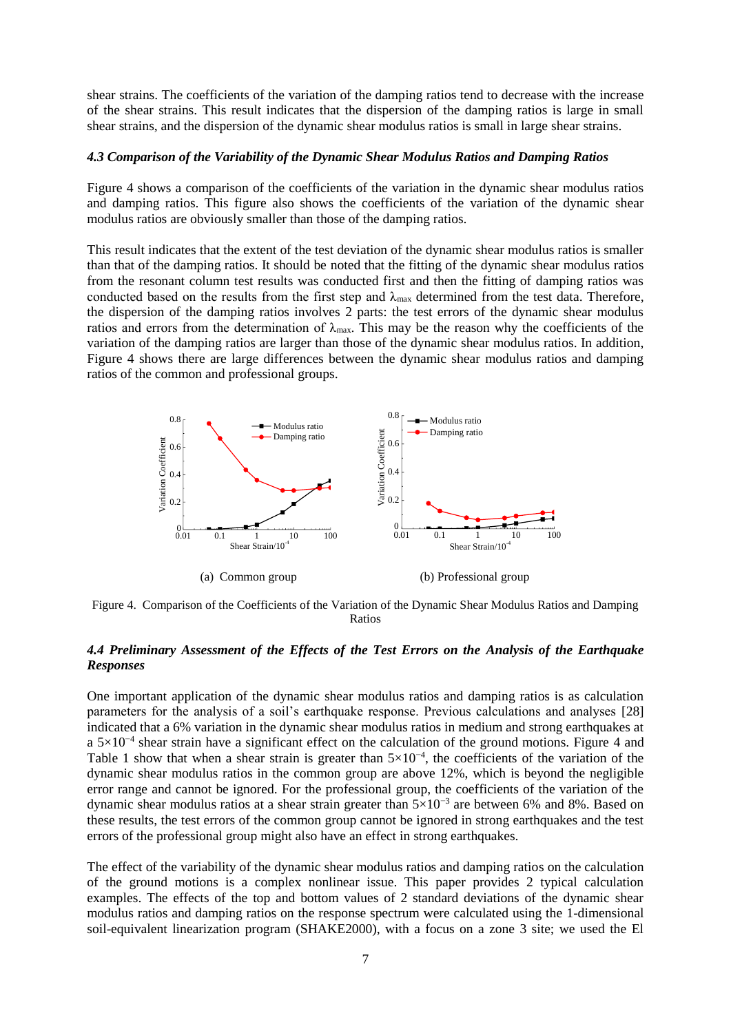shear strains. The coefficients of the variation of the damping ratios tend to decrease with the increase of the shear strains. This result indicates that the dispersion of the damping ratios is large in small shear strains, and the dispersion of the dynamic shear modulus ratios is small in large shear strains.

### *4.3 Comparison of the Variability of the Dynamic Shear Modulus Ratios and Damping Ratios*

Figure 4 shows a comparison of the coefficients of the variation in the dynamic shear modulus ratios and damping ratios. This figure also shows the coefficients of the variation of the dynamic shear modulus ratios are obviously smaller than those of the damping ratios.

This result indicates that the extent of the test deviation of the dynamic shear modulus ratios is smaller than that of the damping ratios. It should be noted that the fitting of the dynamic shear modulus ratios from the resonant column test results was conducted first and then the fitting of damping ratios was conducted based on the results from the first step and $\lambda_{max}$ determined from the test data. Therefore, the dispersion of the damping ratios involves 2 parts: the test errors of the dynamic shear modulus ratios and errors from the determination of $\lambda_{max}$. This may be the reason why the coefficients of the variation of the damping ratios are larger than those of the dynamic shear modulus ratios. In addition, Figure 4 shows there are large differences between the dynamic shear modulus ratios and damping ratios of the common and professional groups.

(a) Common group

(b) Professional group

Figure 4. Comparison of the Coefficients of the Variation of the Dynamic Shear Modulus Ratios and Damping Ratios

### *4.4 Preliminary Assessment of the Effects of the Test Errors on the Analysis of the Earthquake Responses*

One important application of the dynamic shear modulus ratios and damping ratios is as calculation parameters for the analysis of a soil's earthquake response. Previous calculations and analyses [28] indicated that a 6% variation in the dynamic shear modulus ratios in medium and strong earthquakes at a $5\times10^{-4}$ shear strain have a significant effect on the calculation of the ground motions. Figure 4 and Table 1 show that when a shear strain is greater than $5\times10^{-4}$, the coefficients of the variation of the dynamic shear modulus ratios in the common group are above 12%, which is beyond the negligible error range and cannot be ignored. For the professional group, the coefficients of the variation of the dynamic shear modulus ratios at a shear strain greater than $5\times10^{-3}$ are between 6% and 8%. Based on these results, the test errors of the common group cannot be ignored in strong earthquakes and the test errors of the professional group might also have an effect in strong earthquakes.

The effect of the variability of the dynamic shear modulus ratios and damping ratios on the calculation of the ground motions is a complex nonlinear issue. This paper provides 2 typical calculation examples. The effects of the top and bottom values of 2 standard deviations of the dynamic shear modulus ratios and damping ratios on the response spectrum were calculated using the 1-dimensional soil-equivalent linearization program (SHAKE2000), with a focus on a zone 3 site; we used the El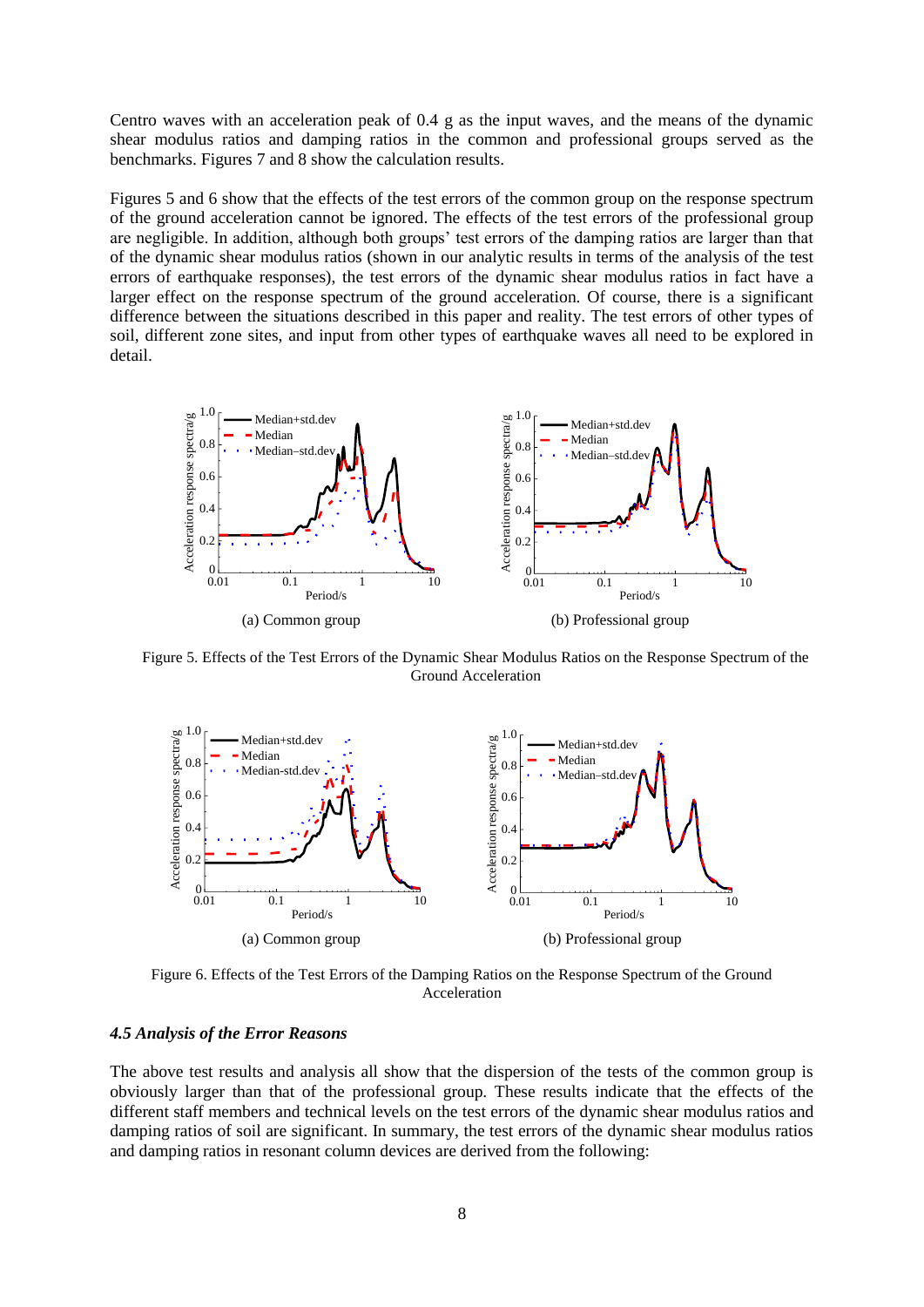Centro waves with an acceleration peak of 0.4 g as the input waves, and the means of the dynamic shear modulus ratios and damping ratios in the common and professional groups served as the benchmarks. Figures 7 and 8 show the calculation results.

Figures 5 and 6 show that the effects of the test errors of the common group on the response spectrum of the ground acceleration cannot be ignored. The effects of the test errors of the professional group are negligible. In addition, although both groups' test errors of the damping ratios are larger than that of the dynamic shear modulus ratios (shown in our analytic results in terms of the analysis of the test errors of earthquake responses), the test errors of the dynamic shear modulus ratios in fact have a larger effect on the response spectrum of the ground acceleration. Of course, there is a significant difference between the situations described in this paper and reality. The test errors of other types of soil, different zone sites, and input from other types of earthquake waves all need to be explored in detail.

(a) Common group

(b) Professional group

Figure 5. Effects of the Test Errors of the Dynamic Shear Modulus Ratios on the Response Spectrum of the Ground Acceleration

(a) Common group

(b) Professional group

Figure 6. Effects of the Test Errors of the Damping Ratios on the Response Spectrum of the Ground Acceleration

### *4.5 Analysis of the Error Reasons*

The above test results and analysis all show that the dispersion of the tests of the common group is obviously larger than that of the professional group. These results indicate that the effects of the different staff members and technical levels on the test errors of the dynamic shear modulus ratios and damping ratios of soil are significant. In summary, the test errors of the dynamic shear modulus ratios and damping ratios in resonant column devices are derived from the following: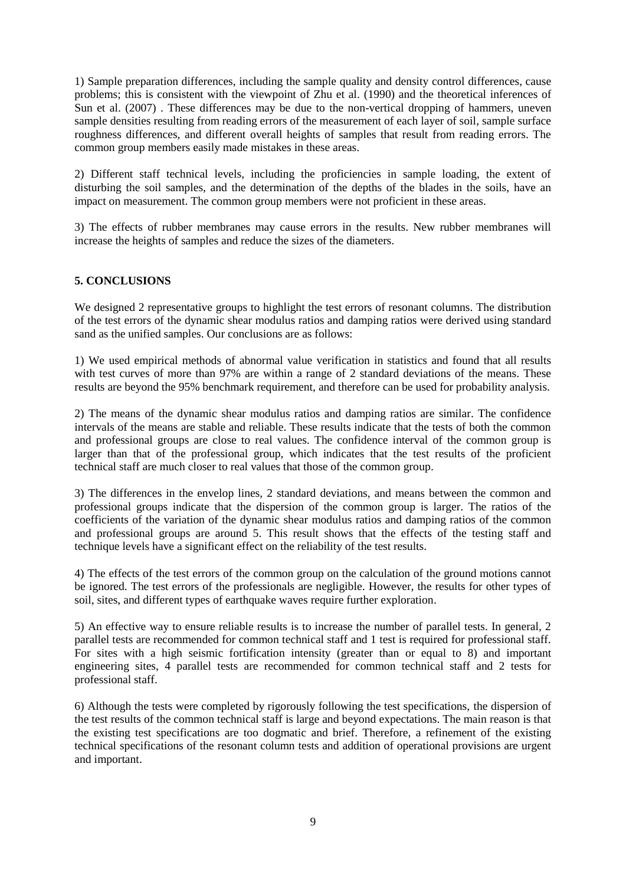1) Sample preparation differences, including the sample quality and density control differences, cause problems; this is consistent with the viewpoint of Zhu et al. (1990) and the theoretical inferences of Sun et al. (2007) . These differences may be due to the non-vertical dropping of hammers, uneven sample densities resulting from reading errors of the measurement of each layer of soil, sample surface roughness differences, and different overall heights of samples that result from reading errors. The common group members easily made mistakes in these areas.

2) Different staff technical levels, including the proficiencies in sample loading, the extent of disturbing the soil samples, and the determination of the depths of the blades in the soils, have an impact on measurement. The common group members were not proficient in these areas.

3) The effects of rubber membranes may cause errors in the results. New rubber membranes will increase the heights of samples and reduce the sizes of the diameters.

## 5. CONCLUSIONS

We designed 2 representative groups to highlight the test errors of resonant columns. The distribution of the test errors of the dynamic shear modulus ratios and damping ratios were derived using standard sand as the unified samples. Our conclusions are as follows:

1) We used empirical methods of abnormal value verification in statistics and found that all results with test curves of more than 97% are within a range of 2 standard deviations of the means. These results are beyond the 95% benchmark requirement, and therefore can be used for probability analysis.

2) The means of the dynamic shear modulus ratios and damping ratios are similar. The confidence intervals of the means are stable and reliable. These results indicate that the tests of both the common and professional groups are close to real values. The confidence interval of the common group is larger than that of the professional group, which indicates that the test results of the proficient technical staff are much closer to real values that those of the common group.

3) The differences in the envelop lines, 2 standard deviations, and means between the common and professional groups indicate that the dispersion of the common group is larger. The ratios of the coefficients of the variation of the dynamic shear modulus ratios and damping ratios of the common and professional groups are around 5. This result shows that the effects of the testing staff and technique levels have a significant effect on the reliability of the test results.

4) The effects of the test errors of the common group on the calculation of the ground motions cannot be ignored. The test errors of the professionals are negligible. However, the results for other types of soil, sites, and different types of earthquake waves require further exploration.

5) An effective way to ensure reliable results is to increase the number of parallel tests. In general, 2 parallel tests are recommended for common technical staff and 1 test is required for professional staff. For sites with a high seismic fortification intensity (greater than or equal to 8) and important engineering sites, 4 parallel tests are recommended for common technical staff and 2 tests for professional staff.

6) Although the tests were completed by rigorously following the test specifications, the dispersion of the test results of the common technical staff is large and beyond expectations. The main reason is that the existing test specifications are too dogmatic and brief. Therefore, a refinement of the existing technical specifications of the resonant column tests and addition of operational provisions are urgent and important.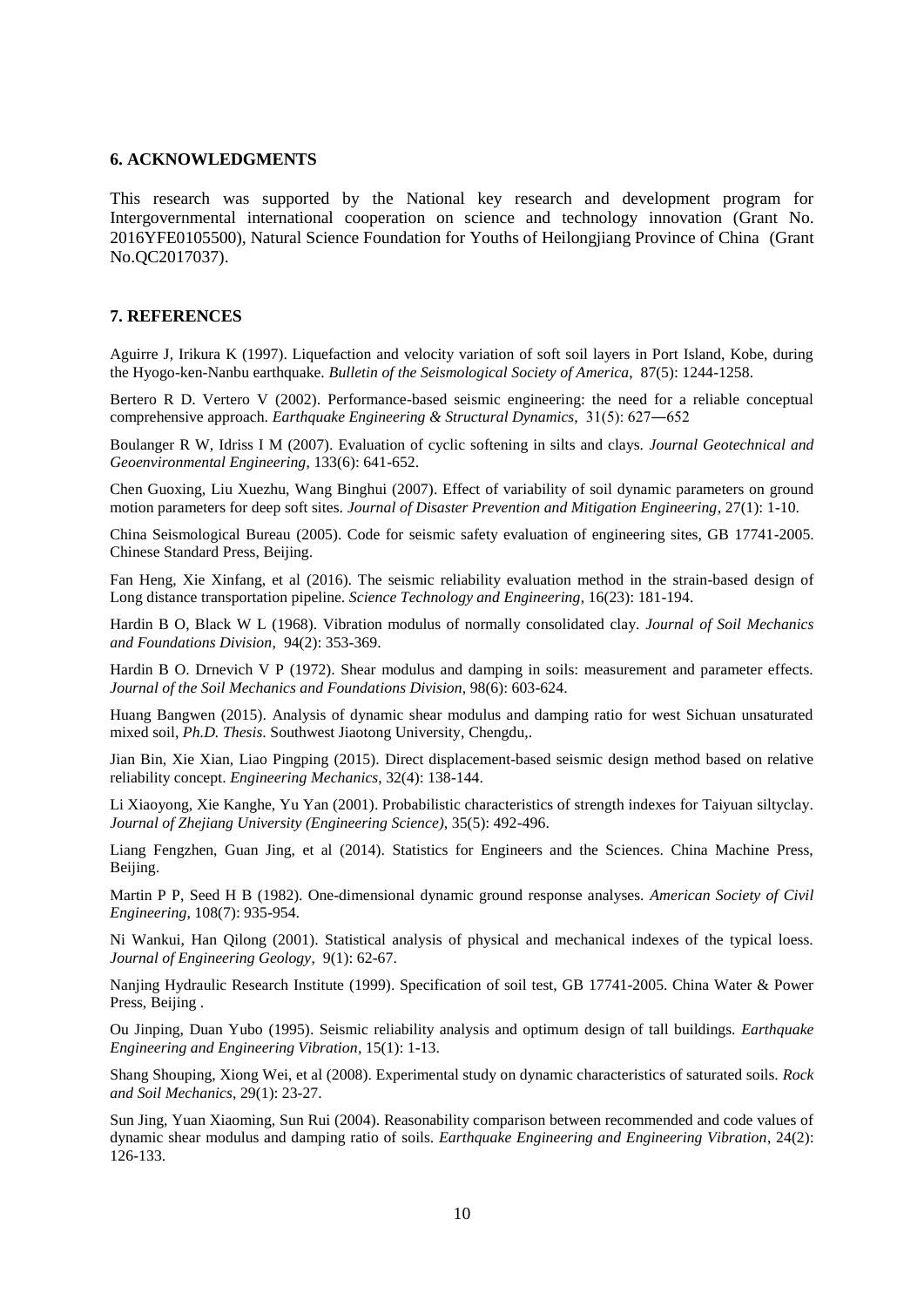## 6. ACKNOWLEDGMENTS

This research was supported by the National key research and development program for Intergovernmental international cooperation on science and technology innovation (Grant No. 2016YFE0105500), Natural Science Foundation for Youths of Heilongjiang Province of China (Grant No.QC2017037).

## 7. REFERENCES

Aguirre J, Irikura K (1997). Liquefaction and velocity variation of soft soil layers in Port Island, Kobe, during the Hyogo-ken-Nanbu earthquake. *Bulletin of the Seismological Society of America*, 87(5): 1244-1258.

Bertero R D. Vertero V (2002). Performance-based seismic engineering: the need for a reliable conceptual comprehensive approach. *Earthquake Engineering & Structural Dynamics*, 31(5): 627―652

Boulanger R W, Idriss I M (2007). Evaluation of cyclic softening in silts and clays. *Journal Geotechnical and Geoenvironmental Engineering*, 133(6): 641-652.

Chen Guoxing, Liu Xuezhu, Wang Binghui (2007). Effect of variability of soil dynamic parameters on ground motion parameters for deep soft sites. *Journal of Disaster Prevention and Mitigation Engineering*, 27(1): 1-10.

China Seismological Bureau (2005). Code for seismic safety evaluation of engineering sites, GB 17741-2005. Chinese Standard Press, Beijing.

Fan Heng, Xie Xinfang, et al (2016). The seismic reliability evaluation method in the strain-based design of Long distance transportation pipeline. *Science Technology and Engineering*, 16(23): 181-194.

Hardin B O, Black W L (1968). Vibration modulus of normally consolidated clay. *Journal of Soil Mechanics and Foundations Division*, 94(2): 353-369.

Hardin B O. Drnevich V P (1972). Shear modulus and damping in soils: measurement and parameter effects. *Journal of the Soil Mechanics and Foundations Division*, 98(6): 603-624.

Huang Bangwen (2015). Analysis of dynamic shear modulus and damping ratio for west Sichuan unsaturated mixed soil, *Ph.D. Thesis*. Southwest Jiaotong University, Chengdu,.

Jian Bin, Xie Xian, Liao Pingping (2015). Direct displacement-based seismic design method based on relative reliability concept. *Engineering Mechanics*, 32(4): 138-144.

Li Xiaoyong, Xie Kanghe, Yu Yan (2001). Probabilistic characteristics of strength indexes for Taiyuan siltyclay. *Journal of Zhejiang University (Engineering Science)*, 35(5): 492-496.

Liang Fengzhen, Guan Jing, et al (2014). Statistics for Engineers and the Sciences. China Machine Press, Beijing.

Martin P P, Seed H B (1982). One-dimensional dynamic ground response analyses. *American Society of Civil Engineering*, 108(7): 935-954.

Ni Wankui, Han Qilong (2001). Statistical analysis of physical and mechanical indexes of the typical loess. *Journal of Engineering Geology*, 9(1): 62-67.

Nanjing Hydraulic Research Institute (1999). Specification of soil test, GB 17741-2005. China Water & Power Press, Beijing .

Ou Jinping, Duan Yubo (1995). Seismic reliability analysis and optimum design of tall buildings. *Earthquake Engineering and Engineering Vibration*, 15(1): 1-13.

Shang Shouping, Xiong Wei, et al (2008). Experimental study on dynamic characteristics of saturated soils. *Rock and Soil Mechanics*, 29(1): 23-27.

Sun Jing, Yuan Xiaoming, Sun Rui (2004). Reasonability comparison between recommended and code values of dynamic shear modulus and damping ratio of soils. *Earthquake Engineering and Engineering Vibration*, 24(2): 126-133.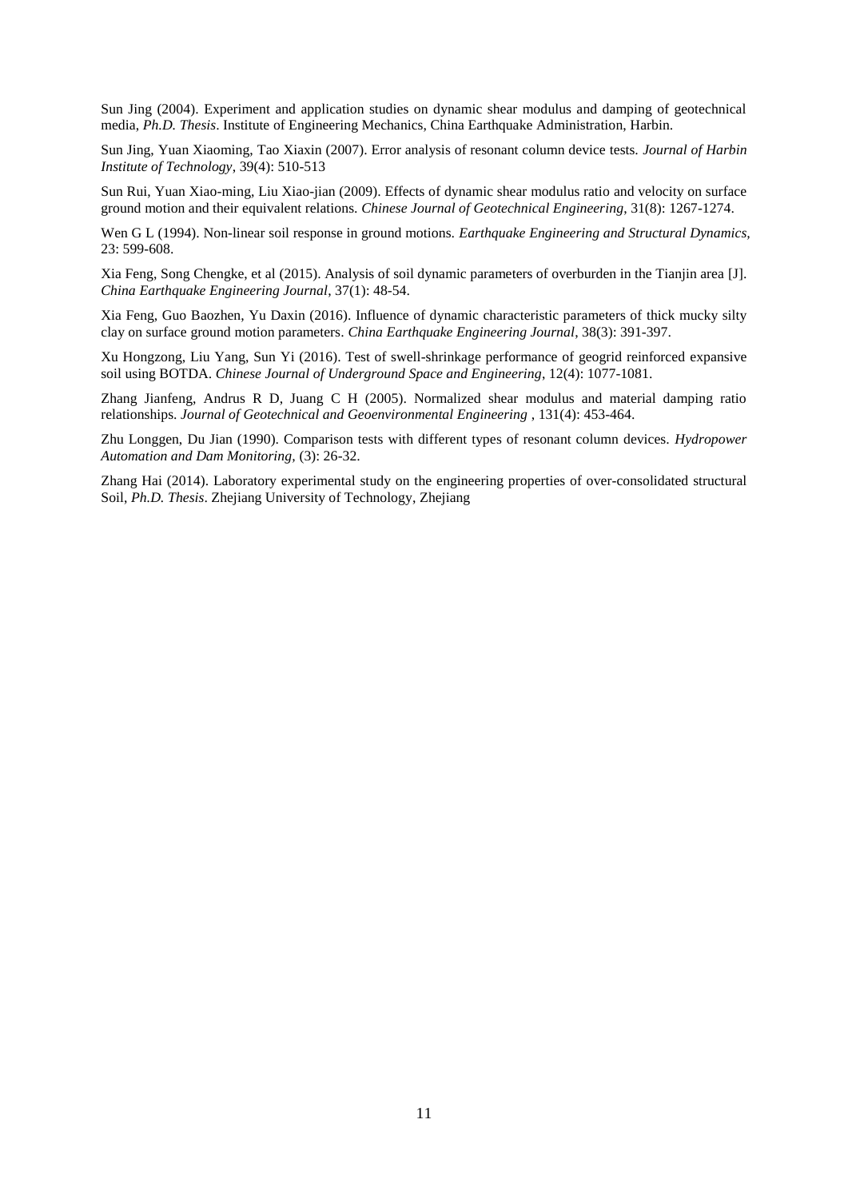Sun Jing (2004). Experiment and application studies on dynamic shear modulus and damping of geotechnical media, *Ph.D. Thesis*. Institute of Engineering Mechanics, China Earthquake Administration, Harbin.

Sun Jing, Yuan Xiaoming, Tao Xiaxin (2007). Error analysis of resonant column device tests. *Journal of Harbin Institute of Technology*, 39(4): 510-513

Sun Rui, Yuan Xiao-ming, Liu Xiao-jian (2009). Effects of dynamic shear modulus ratio and velocity on surface ground motion and their equivalent relations. *Chinese Journal of Geotechnical Engineering*, 31(8): 1267-1274.

Wen G L (1994). Non-linear soil response in ground motions. *Earthquake Engineering and Structural Dynamics*, 23: 599-608.

Xia Feng, Song Chengke, et al (2015). Analysis of soil dynamic parameters of overburden in the Tianjin area [J]. *China Earthquake Engineering Journal*, 37(1): 48-54.

Xia Feng, Guo Baozhen, Yu Daxin (2016). Influence of dynamic characteristic parameters of thick mucky silty clay on surface ground motion parameters. *China Earthquake Engineering Journal*, 38(3): 391-397.

Xu Hongzong, Liu Yang, Sun Yi (2016). Test of swell-shrinkage performance of geogrid reinforced expansive soil using BOTDA. *Chinese Journal of Underground Space and Engineering*, 12(4): 1077-1081.

Zhang Jianfeng, Andrus R D, Juang C H (2005). Normalized shear modulus and material damping ratio relationships. *Journal of Geotechnical and Geoenvironmental Engineering* , 131(4): 453-464.

Zhu Longgen, Du Jian (1990). Comparison tests with different types of resonant column devices. *Hydropower Automation and Dam Monitoring*, (3): 26-32.

Zhang Hai (2014). Laboratory experimental study on the engineering properties of over-consolidated structural Soil, *Ph.D. Thesis*. Zhejiang University of Technology, Zhejiang